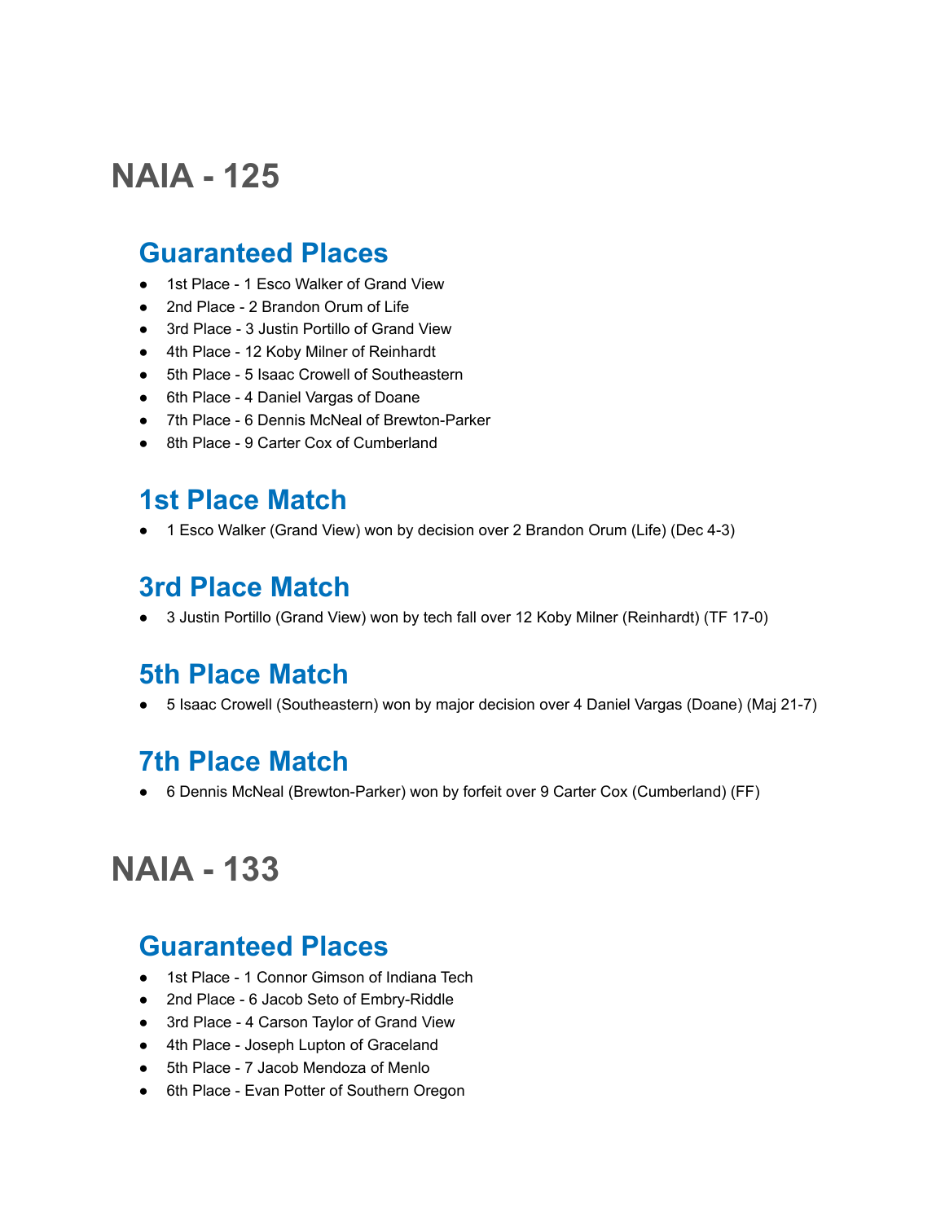# NAIA - 125

## Guaranteed Places

- 1st Place - 1 Esco Walker of Grand View
- 2nd Place - 2 Brandon Orum of Life
- 3rd Place - 3 Justin Portillo of Grand View
- 4th Place - 12 Koby Milner of Reinhardt
- 5th Place - 5 Isaac Crowell of Southeastern
- 6th Place - 4 Daniel Vargas of Doane
- 7th Place - 6 Dennis McNeal of Brewton-Parker
- 8th Place - 9 Carter Cox of Cumberland

## 1st Place Match

- 1 Esco Walker (Grand View) won by decision over 2 Brandon Orum (Life) (Dec 4-3)

## 3rd Place Match

- 3 Justin Portillo (Grand View) won by tech fall over 12 Koby Milner (Reinhardt) (TF 17-0)

## 5th Place Match

- 5 Isaac Crowell (Southeastern) won by major decision over 4 Daniel Vargas (Doane) (Maj 21-7)

## 7th Place Match

- 6 Dennis McNeal (Brewton-Parker) won by forfeit over 9 Carter Cox (Cumberland) (FF)

# NAIA - 133

## Guaranteed Places

- 1st Place - 1 Connor Gimson of Indiana Tech
- 2nd Place - 6 Jacob Seto of Embry-Riddle
- 3rd Place - 4 Carson Taylor of Grand View
- 4th Place - Joseph Lupton of Graceland
- 5th Place - 7 Jacob Mendoza of Menlo
- 6th Place - Evan Potter of Southern Oregon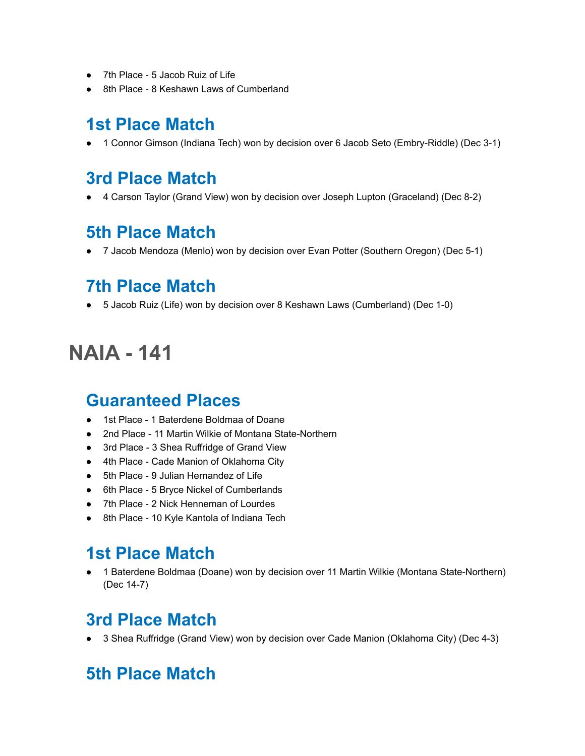- 7th Place - 5 Jacob Ruiz of Life
- 8th Place - 8 Keshawn Laws of Cumberland

## 1st Place Match

- 1 Connor Gimson (Indiana Tech) won by decision over 6 Jacob Seto (Embry-Riddle) (Dec 3-1)

## 3rd Place Match

- 4 Carson Taylor (Grand View) won by decision over Joseph Lupton (Graceland) (Dec 8-2)

## 5th Place Match

- 7 Jacob Mendoza (Menlo) won by decision over Evan Potter (Southern Oregon) (Dec 5-1)

## 7th Place Match

- 5 Jacob Ruiz (Life) won by decision over 8 Keshawn Laws (Cumberland) (Dec 1-0)

# NAIA - 141

## Guaranteed Places

- 1st Place - 1 Baterdene Boldmaa of Doane
- 2nd Place - 11 Martin Wilkie of Montana State-Northern
- 3rd Place - 3 Shea Ruffridge of Grand View
- 4th Place - Cade Manion of Oklahoma City
- 5th Place - 9 Julian Hernandez of Life
- 6th Place - 5 Bryce Nickel of Cumberlands
- 7th Place - 2 Nick Henneman of Lourdes
- 8th Place - 10 Kyle Kantola of Indiana Tech

## 1st Place Match

- 1 Baterdene Boldmaa (Doane) won by decision over 11 Martin Wilkie (Montana State-Northern) (Dec 14-7)

## 3rd Place Match

- 3 Shea Ruffridge (Grand View) won by decision over Cade Manion (Oklahoma City) (Dec 4-3)

## 5th Place Match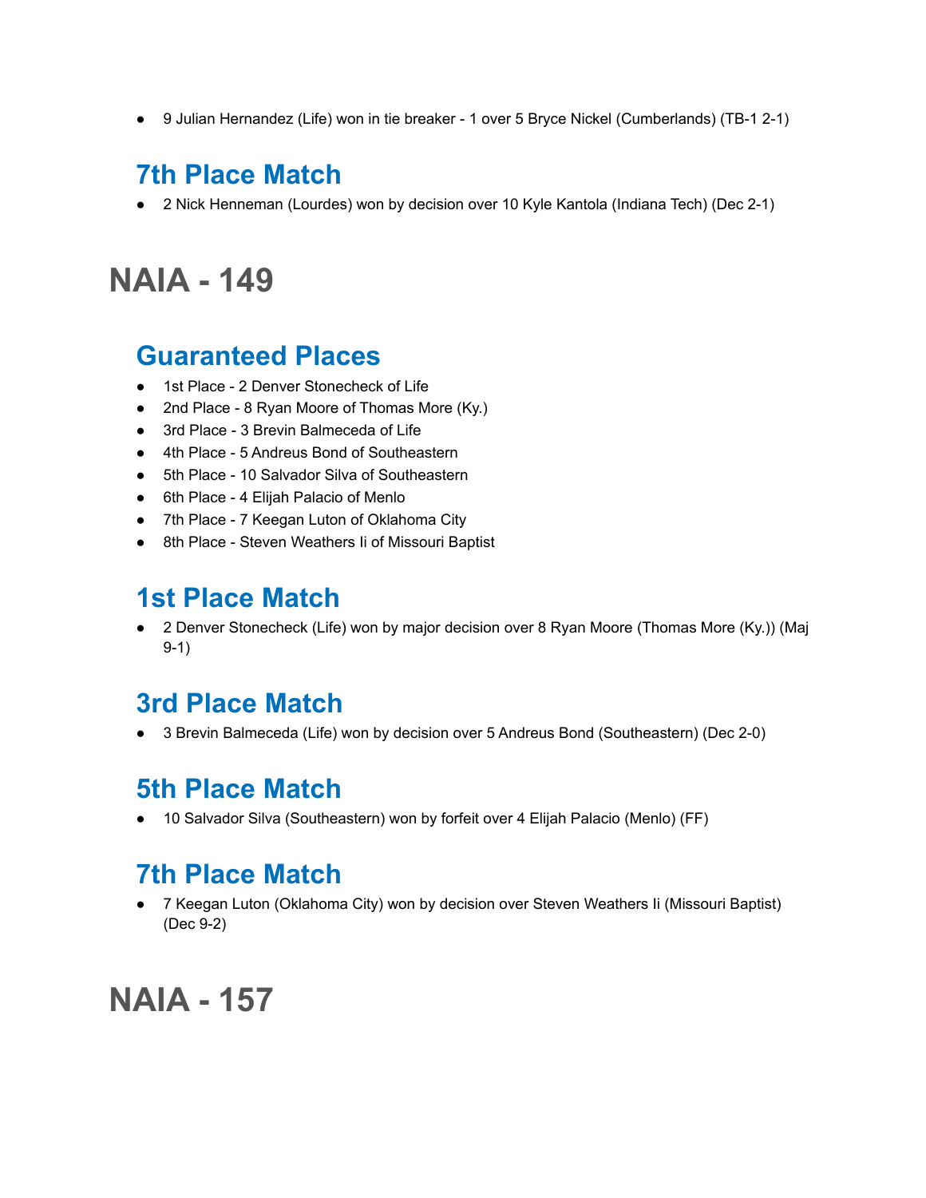- 9 Julian Hernandez (Life) won in tie breaker - 1 over 5 Bryce Nickel (Cumberlands) (TB-1 2-1)

## 7th Place Match

- 2 Nick Henneman (Lourdes) won by decision over 10 Kyle Kantola (Indiana Tech) (Dec 2-1)

# NAIA - 149

## Guaranteed Places

- 1st Place - 2 Denver Stonecheck of Life
- 2nd Place - 8 Ryan Moore of Thomas More (Ky.)
- 3rd Place - 3 Brevin Balmeceda of Life
- 4th Place - 5 Andreus Bond of Southeastern
- 5th Place - 10 Salvador Silva of Southeastern
- 6th Place - 4 Elijah Palacio of Menlo
- 7th Place - 7 Keegan Luton of Oklahoma City
- 8th Place - Steven Weathers Ii of Missouri Baptist

## 1st Place Match

- 2 Denver Stonecheck (Life) won by major decision over 8 Ryan Moore (Thomas More (Ky.)) (Maj 9-1)

## 3rd Place Match

- 3 Brevin Balmeceda (Life) won by decision over 5 Andreus Bond (Southeastern) (Dec 2-0)

## 5th Place Match

- 10 Salvador Silva (Southeastern) won by forfeit over 4 Elijah Palacio (Menlo) (FF)

## 7th Place Match

- 7 Keegan Luton (Oklahoma City) won by decision over Steven Weathers Ii (Missouri Baptist) (Dec 9-2)

# NAIA - 157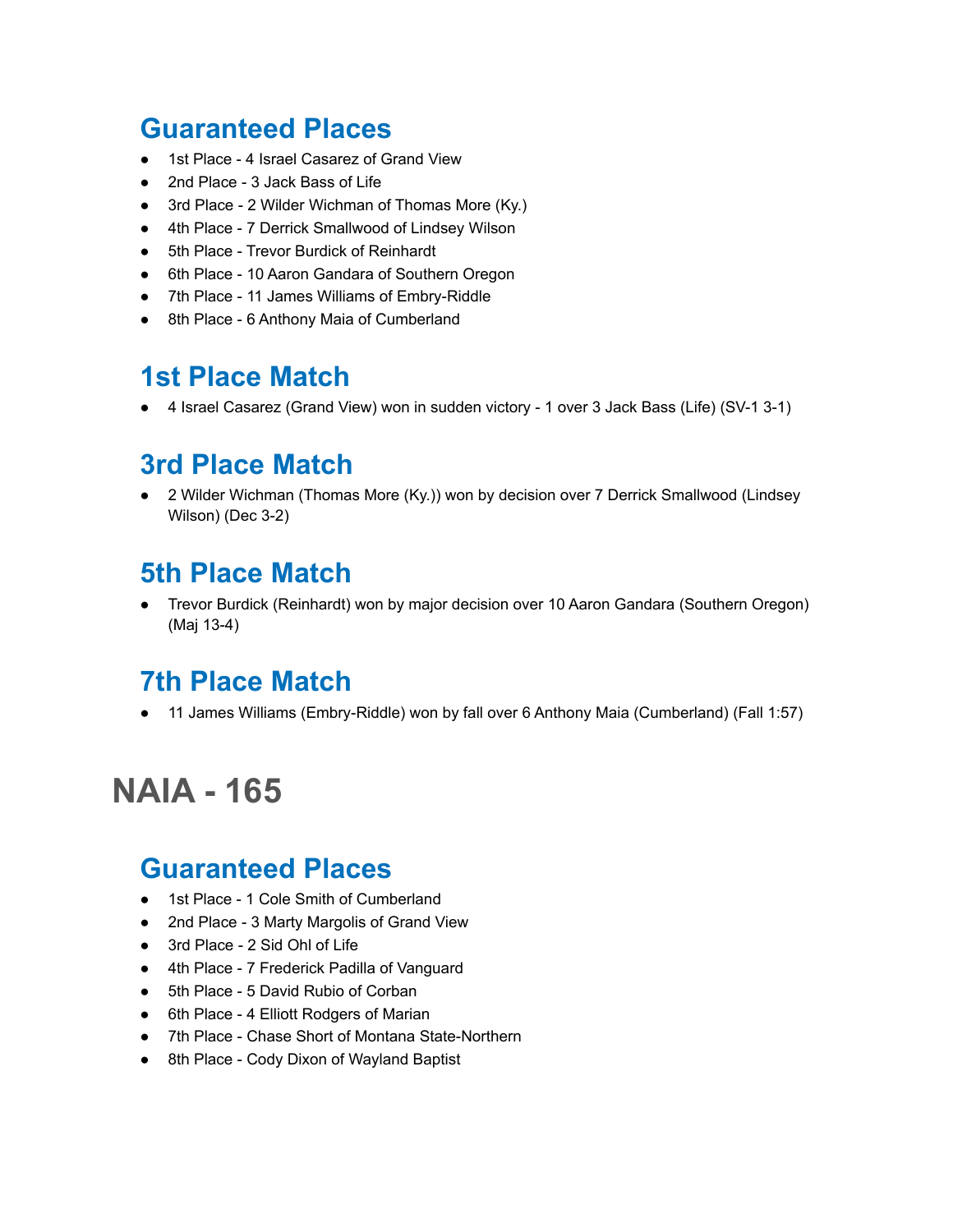## Guaranteed Places

- 1st Place - 4 Israel Casarez of Grand View
- 2nd Place - 3 Jack Bass of Life
- 3rd Place - 2 Wilder Wichman of Thomas More (Ky.)
- 4th Place - 7 Derrick Smallwood of Lindsey Wilson
- 5th Place - Trevor Burdick of Reinhardt
- 6th Place - 10 Aaron Gandara of Southern Oregon
- 7th Place - 11 James Williams of Embry-Riddle
- 8th Place - 6 Anthony Maia of Cumberland

## 1st Place Match

- 4 Israel Casarez (Grand View) won in sudden victory - 1 over 3 Jack Bass (Life) (SV-1 3-1)

## 3rd Place Match

- 2 Wilder Wichman (Thomas More (Ky.)) won by decision over 7 Derrick Smallwood (Lindsey Wilson) (Dec 3-2)

## 5th Place Match

- Trevor Burdick (Reinhardt) won by major decision over 10 Aaron Gandara (Southern Oregon) (Maj 13-4)

## 7th Place Match

- 11 James Williams (Embry-Riddle) won by fall over 6 Anthony Maia (Cumberland) (Fall 1:57)

# NAIA - 165

## Guaranteed Places

- 1st Place - 1 Cole Smith of Cumberland
- 2nd Place - 3 Marty Margolis of Grand View
- 3rd Place - 2 Sid Ohl of Life
- 4th Place - 7 Frederick Padilla of Vanguard
- 5th Place - 5 David Rubio of Corban
- 6th Place - 4 Elliott Rodgers of Marian
- 7th Place - Chase Short of Montana State-Northern
- 8th Place - Cody Dixon of Wayland Baptist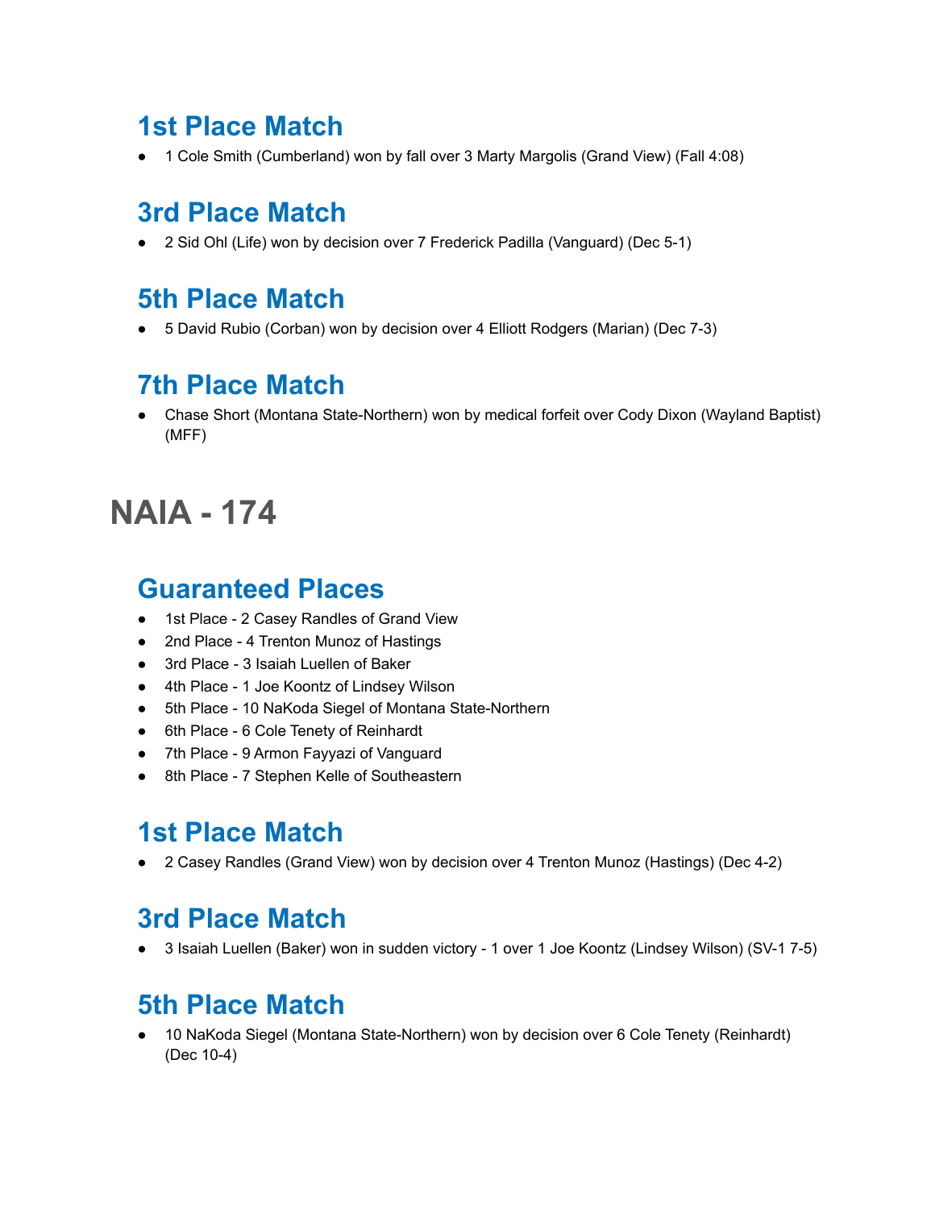## 1st Place Match

- 1 Cole Smith (Cumberland) won by fall over 3 Marty Margolis (Grand View) (Fall 4:08)

## 3rd Place Match

- 2 Sid Ohl (Life) won by decision over 7 Frederick Padilla (Vanguard) (Dec 5-1)

## 5th Place Match

- 5 David Rubio (Corban) won by decision over 4 Elliott Rodgers (Marian) (Dec 7-3)

## 7th Place Match

- Chase Short (Montana State-Northern) won by medical forfeit over Cody Dixon (Wayland Baptist) (MFF)

# NAIA - 174

## Guaranteed Places

- 1st Place - 2 Casey Randles of Grand View
- 2nd Place - 4 Trenton Munoz of Hastings
- 3rd Place - 3 Isaiah Luellen of Baker
- 4th Place - 1 Joe Koontz of Lindsey Wilson
- 5th Place - 10 NaKoda Siegel of Montana State-Northern
- 6th Place - 6 Cole Tenety of Reinhardt
- 7th Place - 9 Armon Fayyazi of Vanguard
- 8th Place - 7 Stephen Kelle of Southeastern

## 1st Place Match

- 2 Casey Randles (Grand View) won by decision over 4 Trenton Munoz (Hastings) (Dec 4-2)

## 3rd Place Match

- 3 Isaiah Luellen (Baker) won in sudden victory - 1 over 1 Joe Koontz (Lindsey Wilson) (SV-1 7-5)

## 5th Place Match

- 10 NaKoda Siegel (Montana State-Northern) won by decision over 6 Cole Tenety (Reinhardt) (Dec 10-4)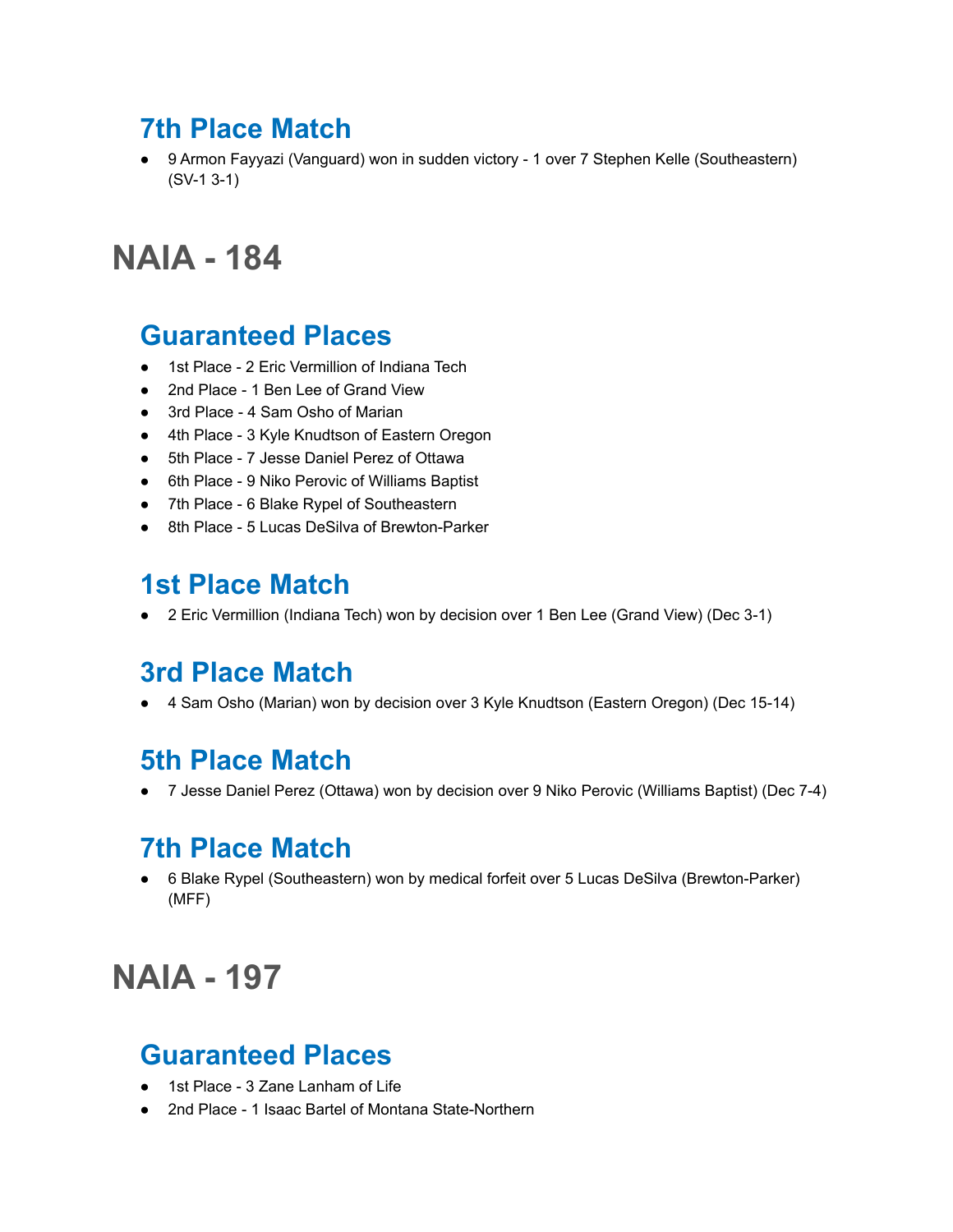## 7th Place Match

- 9 Armon Fayyazi (Vanguard) won in sudden victory - 1 over 7 Stephen Kelle (Southeastern) (SV-1 3-1)

# NAIA - 184

## Guaranteed Places

- 1st Place - 2 Eric Vermillion of Indiana Tech
- 2nd Place - 1 Ben Lee of Grand View
- 3rd Place - 4 Sam Osho of Marian
- 4th Place - 3 Kyle Knudtson of Eastern Oregon
- 5th Place - 7 Jesse Daniel Perez of Ottawa
- 6th Place - 9 Niko Perovic of Williams Baptist
- 7th Place - 6 Blake Rypel of Southeastern
- 8th Place - 5 Lucas DeSilva of Brewton-Parker

## 1st Place Match

- 2 Eric Vermillion (Indiana Tech) won by decision over 1 Ben Lee (Grand View) (Dec 3-1)

## 3rd Place Match

- 4 Sam Osho (Marian) won by decision over 3 Kyle Knudtson (Eastern Oregon) (Dec 15-14)

## 5th Place Match

- 7 Jesse Daniel Perez (Ottawa) won by decision over 9 Niko Perovic (Williams Baptist) (Dec 7-4)

## 7th Place Match

- 6 Blake Rypel (Southeastern) won by medical forfeit over 5 Lucas DeSilva (Brewton-Parker) (MFF)

# NAIA - 197

## Guaranteed Places

- 1st Place - 3 Zane Lanham of Life
- 2nd Place - 1 Isaac Bartel of Montana State-Northern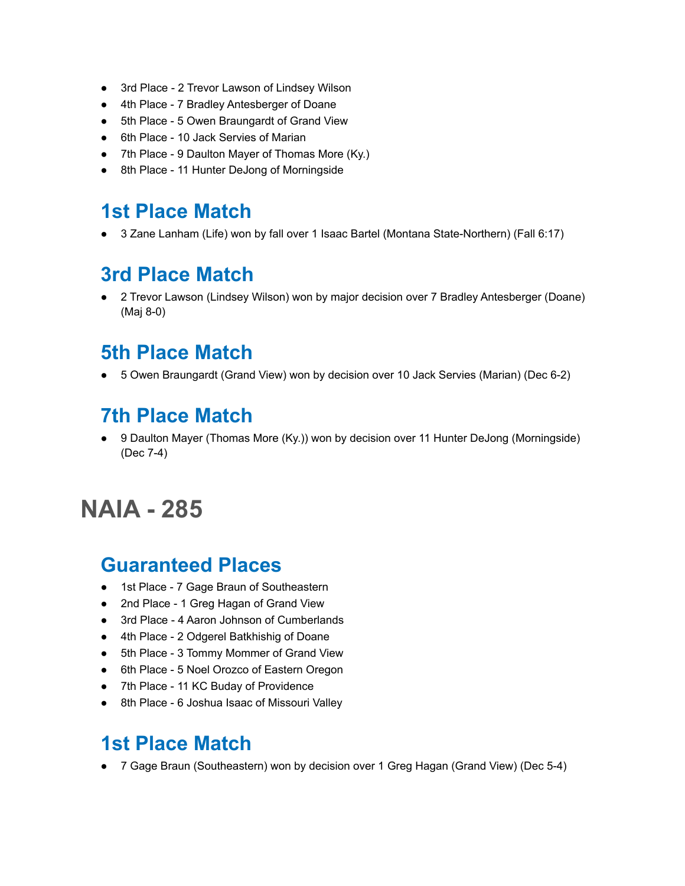- 3rd Place - 2 Trevor Lawson of Lindsey Wilson
- 4th Place - 7 Bradley Antesberger of Doane
- 5th Place - 5 Owen Braungardt of Grand View
- 6th Place - 10 Jack Servies of Marian
- 7th Place - 9 Daulton Mayer of Thomas More (Ky.)
- 8th Place - 11 Hunter DeJong of Morningside

## 1st Place Match

- 3 Zane Lanham (Life) won by fall over 1 Isaac Bartel (Montana State-Northern) (Fall 6:17)

## 3rd Place Match

- 2 Trevor Lawson (Lindsey Wilson) won by major decision over 7 Bradley Antesberger (Doane) (Maj 8-0)

## 5th Place Match

- 5 Owen Braungardt (Grand View) won by decision over 10 Jack Servies (Marian) (Dec 6-2)

## 7th Place Match

- 9 Daulton Mayer (Thomas More (Ky.)) won by decision over 11 Hunter DeJong (Morningside) (Dec 7-4)

# NAIA - 285

## Guaranteed Places

- 1st Place - 7 Gage Braun of Southeastern
- 2nd Place - 1 Greg Hagan of Grand View
- 3rd Place - 4 Aaron Johnson of Cumberlands
- 4th Place - 2 Odgerel Batkhishig of Doane
- 5th Place - 3 Tommy Mommer of Grand View
- 6th Place - 5 Noel Orozco of Eastern Oregon
- 7th Place - 11 KC Buday of Providence
- 8th Place - 6 Joshua Isaac of Missouri Valley

## 1st Place Match

- 7 Gage Braun (Southeastern) won by decision over 1 Greg Hagan (Grand View) (Dec 5-4)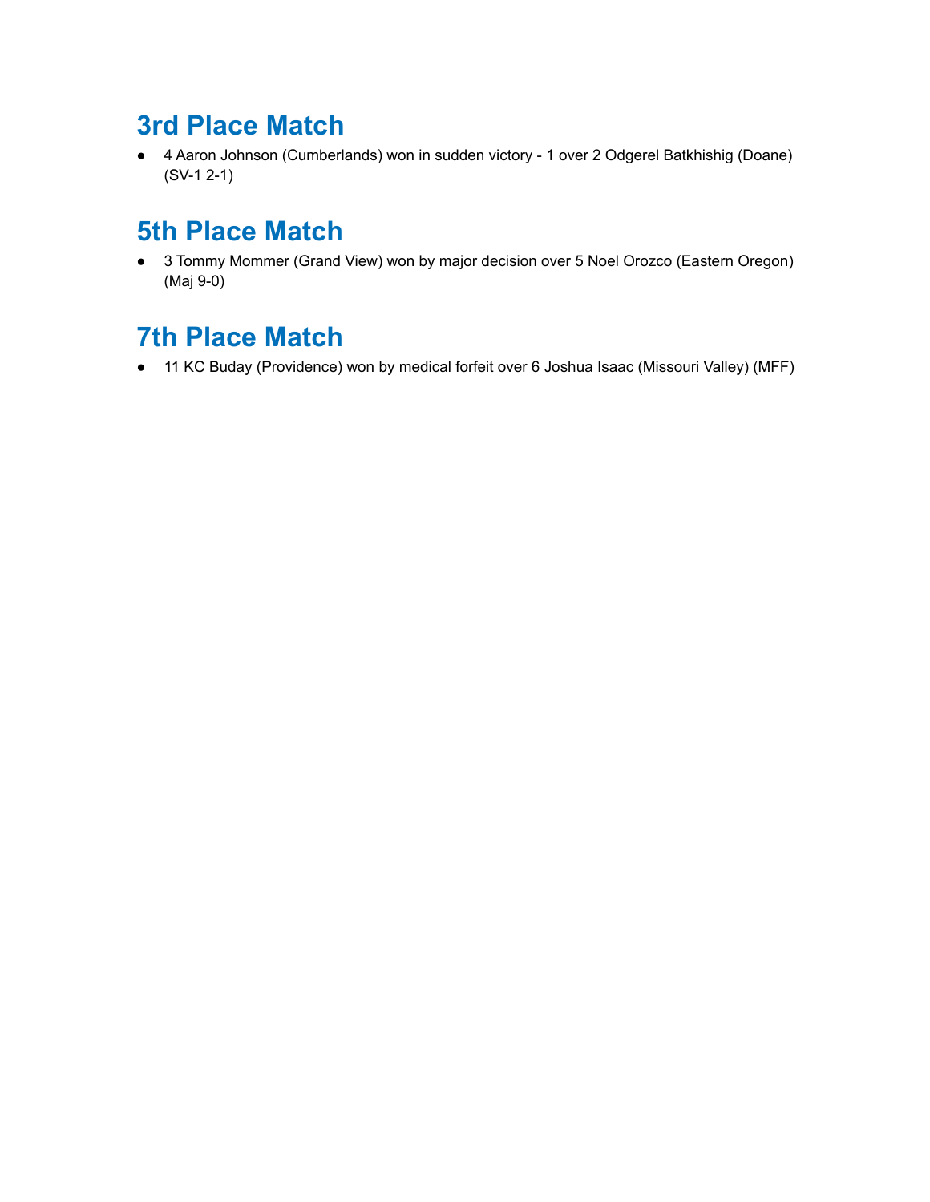## 3rd Place Match

- 4 Aaron Johnson (Cumberlands) won in sudden victory - 1 over 2 Odgerel Batkhishig (Doane) (SV-1 2-1)

## 5th Place Match

- 3 Tommy Mommer (Grand View) won by major decision over 5 Noel Orozco (Eastern Oregon) (Maj 9-0)

## 7th Place Match

- 11 KC Buday (Providence) won by medical forfeit over 6 Joshua Isaac (Missouri Valley) (MFF)